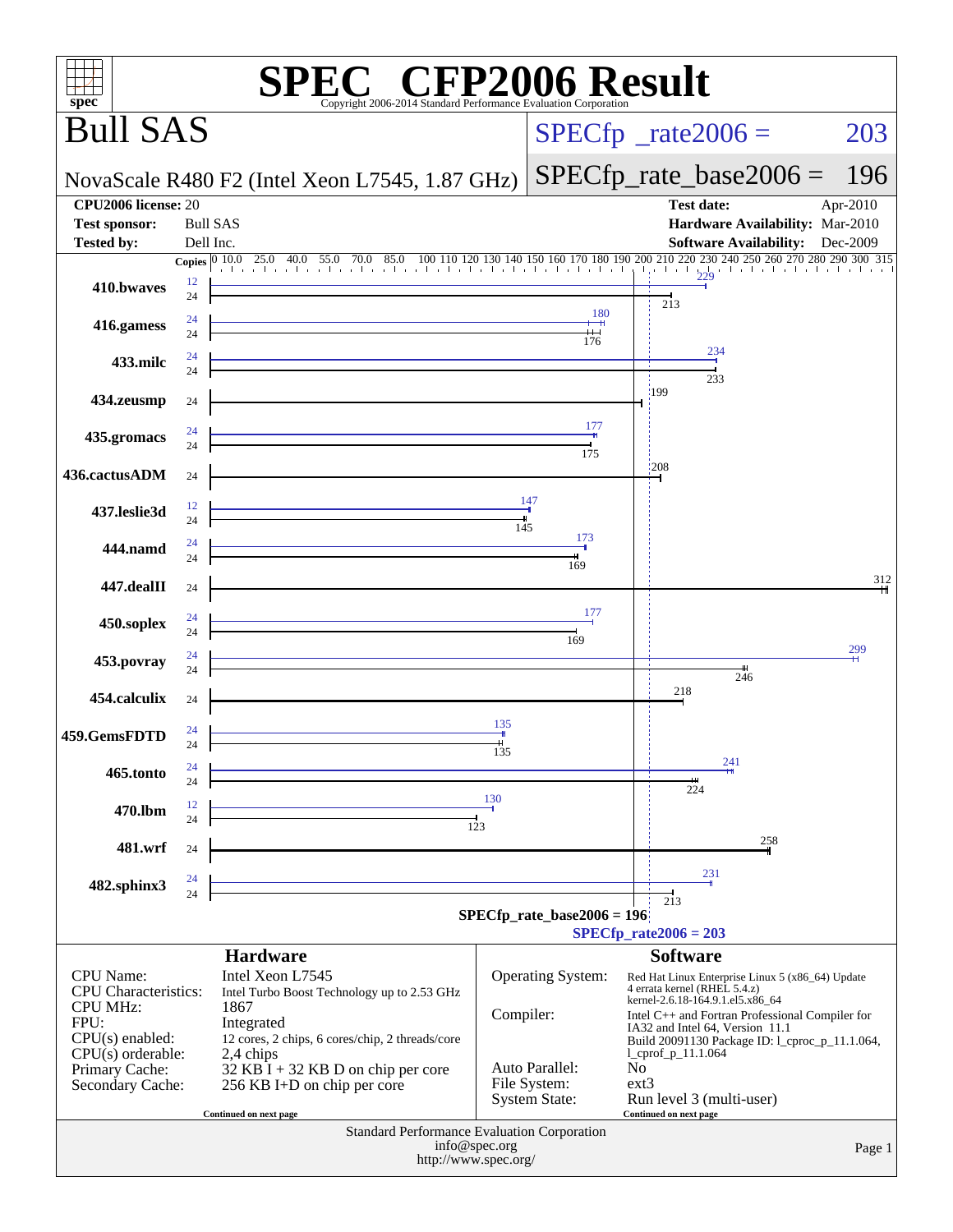# SPEC CFP2006 Result

Copyright 2006-2014 Standard Performance Evaluation Corporation

## Bull SAS

NovaScale R480 F2 (Intel Xeon L7545, 1.87 GHz)

SPECfp_rate2006 = 203

SPECfp_rate_base2006 = 196

| | | | |
|---|---|---|---|
| **CPU2006 license:** | 20 | **Test date:** | Apr-2010 |
| **Test sponsor:** | Bull SAS | **Hardware Availability:** | Mar-2010 |
| **Tested by:** | Dell Inc. | **Software Availability:** | Dec-2009 |

| Benchmark | Copies (peak) | Peak | Copies (base) | Base |
|---|---|---|---|---|
| 410.bwaves | 12 | 229 | 24 | 213 |
| 416.gamess | 24 | 180 | 24 | 176 |
| 433.milc | 24 | 234 | 24 | 233 |
| 434.zeusmp | | | 24 | 199 |
| 435.gromacs | 24 | 177 | 24 | 175 |
| 436.cactusADM | | | 24 | 208 |
| 437.leslie3d | 12 | 147 | 24 | 145 |
| 444.namd | 24 | 173 | 24 | 169 |
| 447.dealII | | | 24 | 312 |
| 450.soplex | 24 | 177 | 24 | 169 |
| 453.povray | 24 | 299 | 24 | 246 |
| 454.calculix | | | 24 | 218 |
| 459.GemsFDTD | 24 | 135 | 24 | 135 |
| 465.tonto | 24 | 241 | 24 | 224 |
| 470.lbm | 12 | 130 | 24 | 123 |
| 481.wrf | | | 24 | 258 |
| 482.sphinx3 | 24 | 231 | 24 | 213 |

SPECfp_rate_base2006 = 196

SPECfp_rate2006 = 203

### Hardware

| | |
|---|---|
| CPU Name: | Intel Xeon L7545 |
| CPU Characteristics: | Intel Turbo Boost Technology up to 2.53 GHz |
| CPU MHz: | 1867 |
| FPU: | Integrated |
| CPU(s) enabled: | 12 cores, 2 chips, 6 cores/chip, 2 threads/core |
| CPU(s) orderable: | 2,4 chips |
| Primary Cache: | 32 KB I + 32 KB D on chip per core |
| Secondary Cache: | 256 KB I+D on chip per core |

Continued on next page

### Software

| | |
|---|---|
| Operating System: | Red Hat Linux Enterprise Linux 5 (x86_64) Update 4 errata kernel (RHEL 5.4.z) kernel-2.6.18-164.9.1.el5.x86_64 |
| Compiler: | Intel C++ and Fortran Professional Compiler for IA32 and Intel 64, Version 11.1 Build 20091130 Package ID: l_cproc_p_11.1.064, l_cprof_p_11.1.064 |
| Auto Parallel: | No |
| File System: | ext3 |
| System State: | Run level 3 (multi-user) |

Continued on next page

Standard Performance Evaluation Corporation
info@spec.org
http://www.spec.org/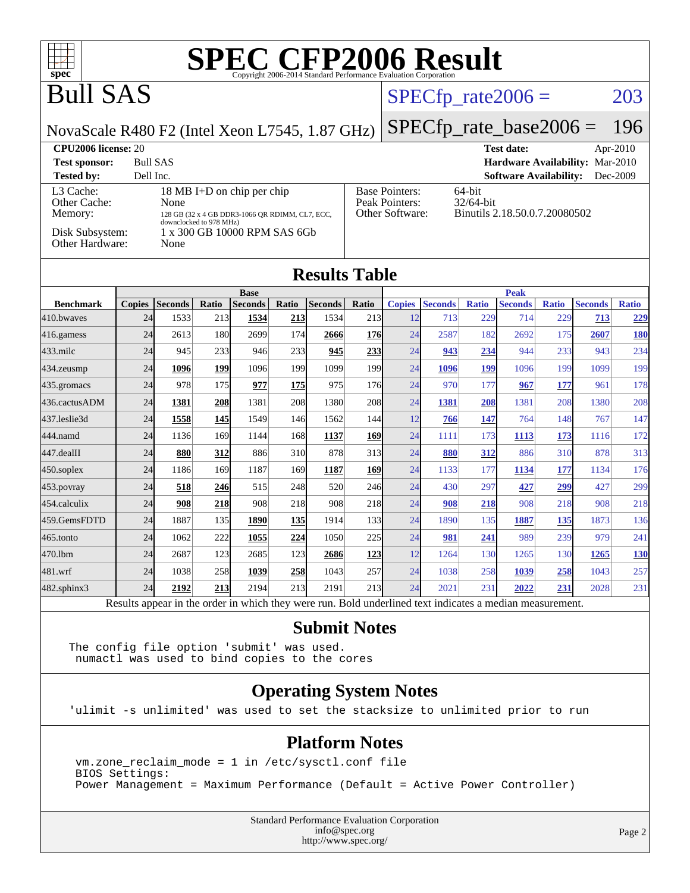# SPEC CFP2006 Result

Copyright 2006-2014 Standard Performance Evaluation Corporation

# Bull SAS

NovaScale R480 F2 (Intel Xeon L7545, 1.87 GHz)

SPECfp_rate2006 = 203

SPECfp_rate_base2006 = 196

| | | | |
|---|---|---|---|
| **CPU2006 license:** 20 | | **Test date:** | Apr-2010 |
| **Test sponsor:** | Bull SAS | **Hardware Availability:** | Mar-2010 |
| **Tested by:** | Dell Inc. | **Software Availability:** | Dec-2009 |

| | |
|---|---|
| L3 Cache: | 18 MB I+D on chip per chip |
| Other Cache: | None |
| Memory: | 128 GB (32 x 4 GB DDR3-1066 QR RDIMM, CL7, ECC, downclocked to 978 MHz) |
| Disk Subsystem: | 1 x 300 GB 10000 RPM SAS 6Gb |
| Other Hardware: | None |

| | |
|---|---|
| Base Pointers: | 64-bit |
| Peak Pointers: | 32/64-bit |
| Other Software: | Binutils 2.18.50.0.7.20080502 |

## Results Table

| | Base | | | | | | | Peak | | | | | | |
|---|---|---|---|---|---|---|---|---|---|---|---|---|---|---|
| **Benchmark** | **Copies** | **Seconds** | **Ratio** | **Seconds** | **Ratio** | **Seconds** | **Ratio** | **Copies** | **Seconds** | **Ratio** | **Seconds** | **Ratio** | **Seconds** | **Ratio** |
| 410.bwaves | 24 | 1533 | 213 | **1534** | **213** | 1534 | 213 | 12 | 713 | 229 | 714 | 229 | **713** | **229** |
| 416.gamess | 24 | 2613 | 180 | 2699 | 174 | **2666** | **176** | 24 | 2587 | 182 | 2692 | 175 | **2607** | **180** |
| 433.milc | 24 | 945 | 233 | 946 | 233 | **945** | **233** | 24 | **943** | **234** | 944 | 233 | 943 | 234 |
| 434.zeusmp | 24 | **1096** | **199** | 1096 | 199 | 1099 | 199 | 24 | **1096** | **199** | 1096 | 199 | 1099 | 199 |
| 435.gromacs | 24 | 978 | 175 | **977** | **175** | 975 | 176 | 24 | 970 | 177 | **967** | **177** | 961 | 178 |
| 436.cactusADM | 24 | **1381** | **208** | 1381 | 208 | 1380 | 208 | 24 | **1381** | **208** | 1381 | 208 | 1380 | 208 |
| 437.leslie3d | 24 | **1558** | **145** | 1549 | 146 | 1562 | 144 | 12 | **766** | **147** | 764 | 148 | 767 | 147 |
| 444.namd | 24 | 1136 | 169 | 1144 | 168 | **1137** | **169** | 24 | 1111 | 173 | **1113** | **173** | 1116 | 172 |
| 447.dealII | 24 | **880** | **312** | 886 | 310 | 878 | 313 | 24 | **880** | **312** | 886 | 310 | 878 | 313 |
| 450.soplex | 24 | 1186 | 169 | 1187 | 169 | **1187** | **169** | 24 | 1133 | 177 | **1134** | **177** | 1134 | 176 |
| 453.povray | 24 | **518** | **246** | 515 | 248 | 520 | 246 | 24 | 430 | 297 | **427** | **299** | 427 | 299 |
| 454.calculix | 24 | **908** | **218** | 908 | 218 | 908 | 218 | 24 | **908** | **218** | 908 | 218 | 908 | 218 |
| 459.GemsFDTD | 24 | 1887 | 135 | **1890** | **135** | 1914 | 133 | 24 | 1890 | 135 | **1887** | **135** | 1873 | 136 |
| 465.tonto | 24 | 1062 | 222 | **1055** | **224** | 1050 | 225 | 24 | **981** | **241** | 989 | 239 | 979 | 241 |
| 470.lbm | 24 | 2687 | 123 | 2685 | 123 | **2686** | **123** | 12 | 1264 | 130 | 1265 | 130 | **1265** | **130** |
| 481.wrf | 24 | 1038 | 258 | **1039** | **258** | 1043 | 257 | 24 | 1038 | 258 | **1039** | **258** | 1043 | 257 |
| 482.sphinx3 | 24 | **2192** | **213** | 2194 | 213 | 2191 | 213 | 24 | 2021 | 231 | **2022** | **231** | 2028 | 231 |

Results appear in the order in which they were run. Bold underlined text indicates a median measurement.

## Submit Notes

```
The config file option 'submit' was used.
 numactl was used to bind copies to the cores
```

## Operating System Notes

```
'ulimit -s unlimited' was used to set the stacksize to unlimited prior to run
```

## Platform Notes

```
vm.zone_reclaim_mode = 1 in /etc/sysctl.conf file
BIOS Settings:
Power Management = Maximum Performance (Default = Active Power Controller)
```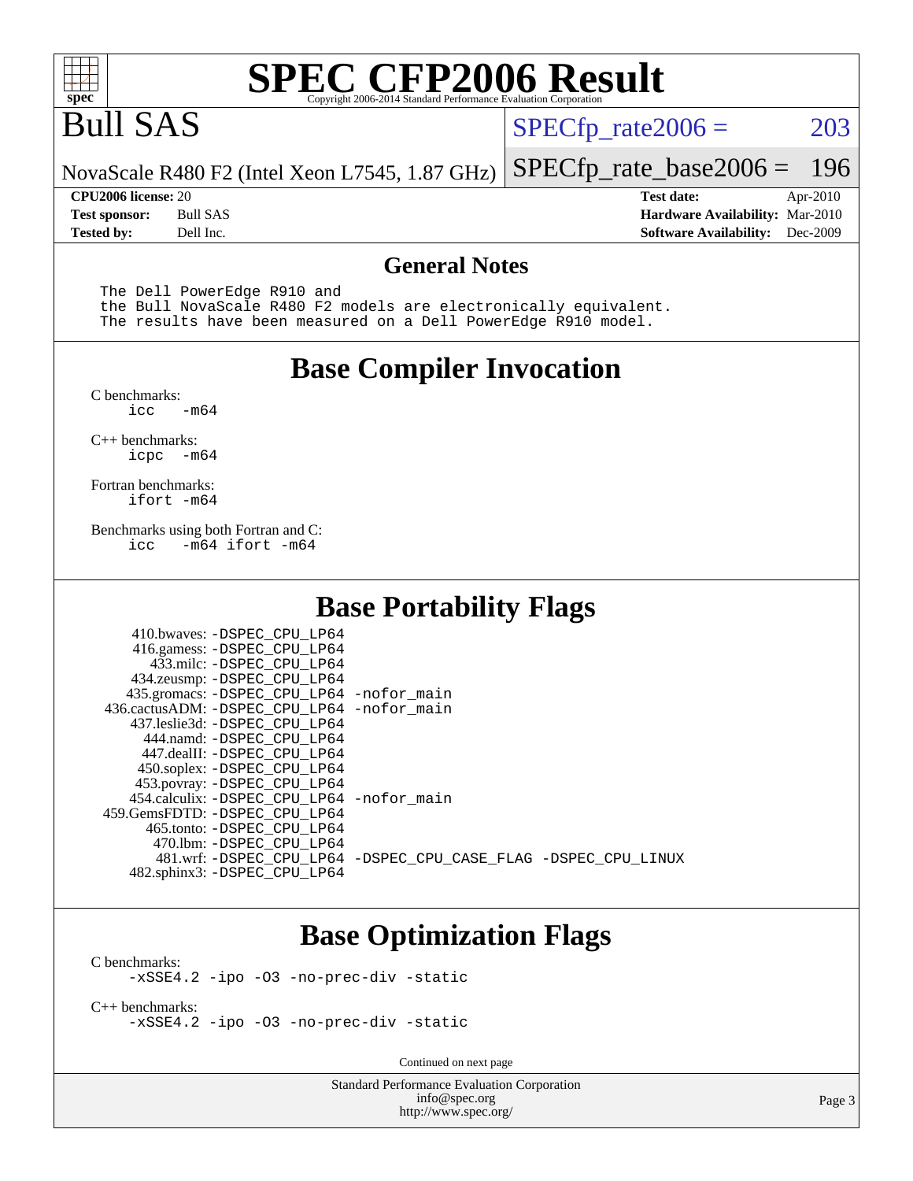# SPEC CFP2006 Result

Copyright 2006-2014 Standard Performance Evaluation Corporation

# Bull SAS

NovaScale R480 F2 (Intel Xeon L7545, 1.87 GHz)

SPECfp_rate2006 = 203

SPECfp_rate_base2006 = 196

**CPU2006 license:** 20
**Test sponsor:** Bull SAS
**Tested by:** Dell Inc.

**Test date:** Apr-2010
**Hardware Availability:** Mar-2010
**Software Availability:** Dec-2009

## General Notes

```
The Dell PowerEdge R910 and
the Bull NovaScale R480 F2 models are electronically equivalent.
The results have been measured on a Dell PowerEdge R910 model.
```

## Base Compiler Invocation

C benchmarks:
```
icc   -m64
```

C++ benchmarks:
```
icpc  -m64
```

Fortran benchmarks:
```
ifort -m64
```

Benchmarks using both Fortran and C:
```
icc   -m64 ifort -m64
```

## Base Portability Flags

```
    410.bwaves: -DSPEC_CPU_LP64
    416.gamess: -DSPEC_CPU_LP64
      433.milc: -DSPEC_CPU_LP64
    434.zeusmp: -DSPEC_CPU_LP64
   435.gromacs: -DSPEC_CPU_LP64 -nofor_main
436.cactusADM: -DSPEC_CPU_LP64 -nofor_main
   437.leslie3d: -DSPEC_CPU_LP64
      444.namd: -DSPEC_CPU_LP64
    447.dealII: -DSPEC_CPU_LP64
    450.soplex: -DSPEC_CPU_LP64
    453.povray: -DSPEC_CPU_LP64
  454.calculix: -DSPEC_CPU_LP64 -nofor_main
459.GemsFDTD: -DSPEC_CPU_LP64
     465.tonto: -DSPEC_CPU_LP64
       470.lbm: -DSPEC_CPU_LP64
       481.wrf: -DSPEC_CPU_LP64 -DSPEC_CPU_CASE_FLAG -DSPEC_CPU_LINUX
   482.sphinx3: -DSPEC_CPU_LP64
```

## Base Optimization Flags

C benchmarks:
```
-xSSE4.2 -ipo -O3 -no-prec-div -static
```

C++ benchmarks:
```
-xSSE4.2 -ipo -O3 -no-prec-div -static
```

Continued on next page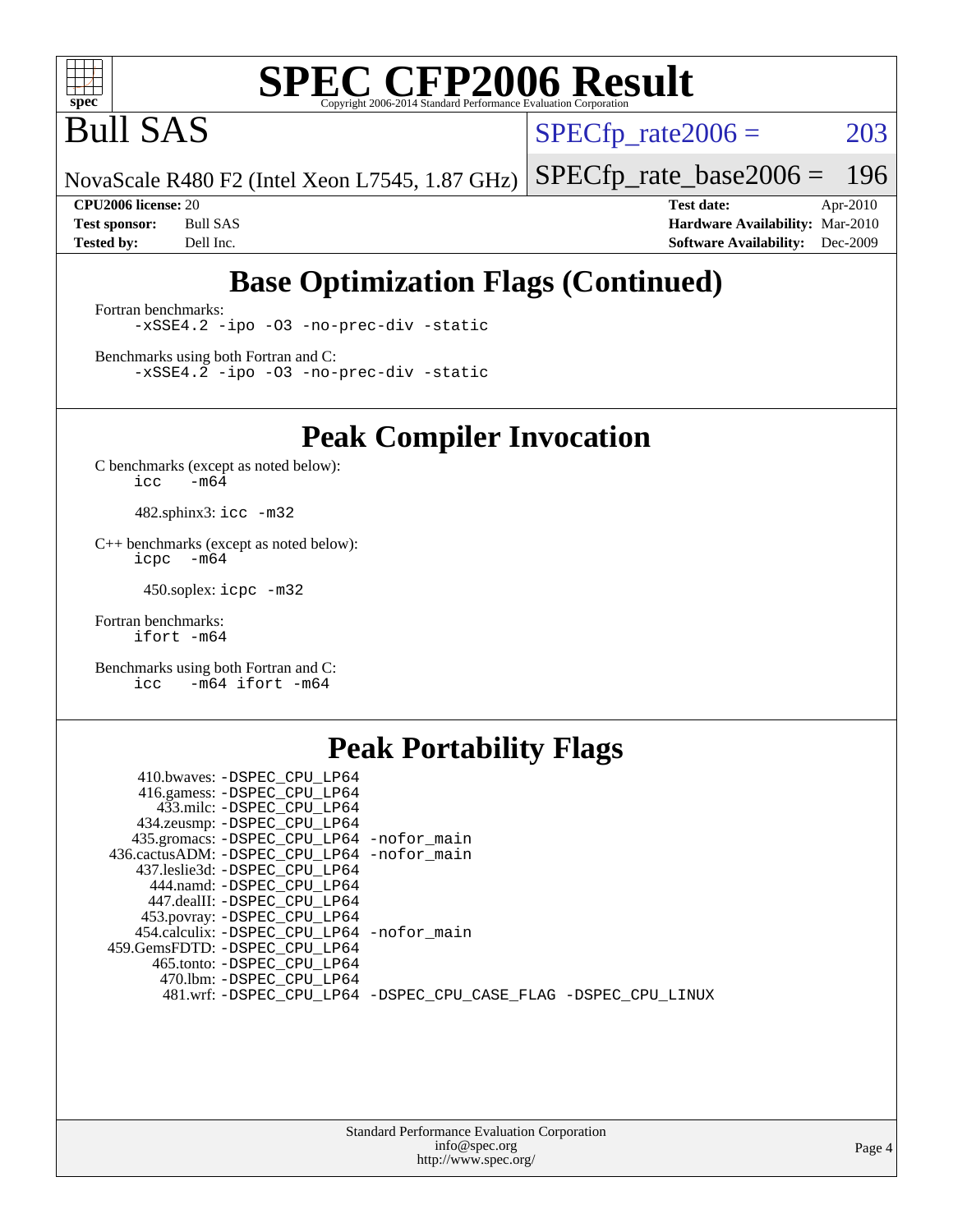# SPEC CFP2006 Result

Copyright 2006-2014 Standard Performance Evaluation Corporation

# Bull SAS

NovaScale R480 F2 (Intel Xeon L7545, 1.87 GHz)

SPECfp_rate2006 = 203

SPECfp_rate_base2006 = 196

| | | | |
|---|---|---|---|
| **CPU2006 license:** | 20 | **Test date:** | Apr-2010 |
| **Test sponsor:** | Bull SAS | **Hardware Availability:** | Mar-2010 |
| **Tested by:** | Dell Inc. | **Software Availability:** | Dec-2009 |

## Base Optimization Flags (Continued)

Fortran benchmarks:

```
-xSSE4.2 -ipo -O3 -no-prec-div -static
```

Benchmarks using both Fortran and C:

```
-xSSE4.2 -ipo -O3 -no-prec-div -static
```

## Peak Compiler Invocation

C benchmarks (except as noted below):

```
icc   -m64
```

482.sphinx3: `icc -m32`

C++ benchmarks (except as noted below):

```
icpc   -m64
```

450.soplex: `icpc -m32`

Fortran benchmarks:

```
ifort -m64
```

Benchmarks using both Fortran and C:

```
icc   -m64 ifort -m64
```

## Peak Portability Flags

```
   410.bwaves: -DSPEC_CPU_LP64
   416.gamess: -DSPEC_CPU_LP64
     433.milc: -DSPEC_CPU_LP64
   434.zeusmp: -DSPEC_CPU_LP64
  435.gromacs: -DSPEC_CPU_LP64 -nofor_main
436.cactusADM: -DSPEC_CPU_LP64 -nofor_main
  437.leslie3d: -DSPEC_CPU_LP64
     444.namd: -DSPEC_CPU_LP64
   447.dealII: -DSPEC_CPU_LP64
   453.povray: -DSPEC_CPU_LP64
  454.calculix: -DSPEC_CPU_LP64 -nofor_main
459.GemsFDTD: -DSPEC_CPU_LP64
    465.tonto: -DSPEC_CPU_LP64
     470.lbm: -DSPEC_CPU_LP64
     481.wrf: -DSPEC_CPU_LP64 -DSPEC_CPU_CASE_FLAG -DSPEC_CPU_LINUX
```

Standard Performance Evaluation Corporation
info@spec.org
http://www.spec.org/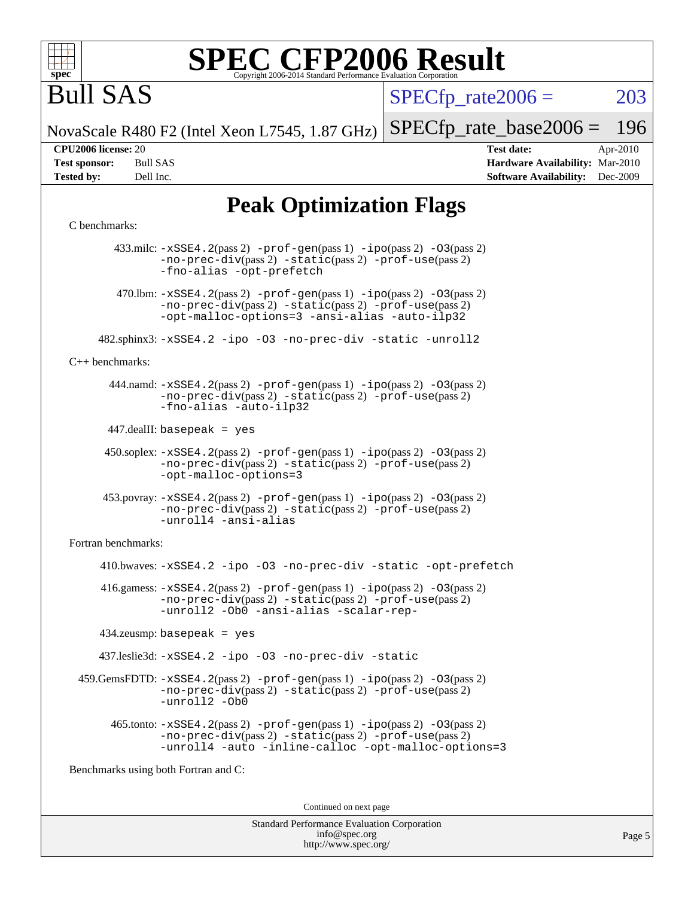# SPEC CFP2006 Result

Copyright 2006-2014 Standard Performance Evaluation Corporation

## Bull SAS

NovaScale R480 F2 (Intel Xeon L7545, 1.87 GHz)

SPECfp_rate2006 = 203

SPECfp_rate_base2006 = 196

**CPU2006 license:** 20
**Test sponsor:** Bull SAS
**Tested by:** Dell Inc.

**Test date:** Apr-2010
**Hardware Availability:** Mar-2010
**Software Availability:** Dec-2009

## Peak Optimization Flags

C benchmarks:

433.milc: -xSSE4.2(pass 2) -prof-gen(pass 1) -ipo(pass 2) -O3(pass 2) -no-prec-div(pass 2) -static(pass 2) -prof-use(pass 2) -fno-alias -opt-prefetch

470.lbm: -xSSE4.2(pass 2) -prof-gen(pass 1) -ipo(pass 2) -O3(pass 2) -no-prec-div(pass 2) -static(pass 2) -prof-use(pass 2) -opt-malloc-options=3 -ansi-alias -auto-ilp32

482.sphinx3: -xSSE4.2 -ipo -O3 -no-prec-div -static -unroll2

C++ benchmarks:

444.namd: -xSSE4.2(pass 2) -prof-gen(pass 1) -ipo(pass 2) -O3(pass 2) -no-prec-div(pass 2) -static(pass 2) -prof-use(pass 2) -fno-alias -auto-ilp32

447.dealII: basepeak = yes

450.soplex: -xSSE4.2(pass 2) -prof-gen(pass 1) -ipo(pass 2) -O3(pass 2) -no-prec-div(pass 2) -static(pass 2) -prof-use(pass 2) -opt-malloc-options=3

453.povray: -xSSE4.2(pass 2) -prof-gen(pass 1) -ipo(pass 2) -O3(pass 2) -no-prec-div(pass 2) -static(pass 2) -prof-use(pass 2) -unroll4 -ansi-alias

Fortran benchmarks:

410.bwaves: -xSSE4.2 -ipo -O3 -no-prec-div -static -opt-prefetch

416.gamess: -xSSE4.2(pass 2) -prof-gen(pass 1) -ipo(pass 2) -O3(pass 2) -no-prec-div(pass 2) -static(pass 2) -prof-use(pass 2) -unroll2 -Ob0 -ansi-alias -scalar-rep-

434.zeusmp: basepeak = yes

437.leslie3d: -xSSE4.2 -ipo -O3 -no-prec-div -static

459.GemsFDTD: -xSSE4.2(pass 2) -prof-gen(pass 1) -ipo(pass 2) -O3(pass 2) -no-prec-div(pass 2) -static(pass 2) -prof-use(pass 2) -unroll2 -Ob0

465.tonto: -xSSE4.2(pass 2) -prof-gen(pass 1) -ipo(pass 2) -O3(pass 2) -no-prec-div(pass 2) -static(pass 2) -prof-use(pass 2) -unroll4 -auto -inline-calloc -opt-malloc-options=3

Benchmarks using both Fortran and C:

Continued on next page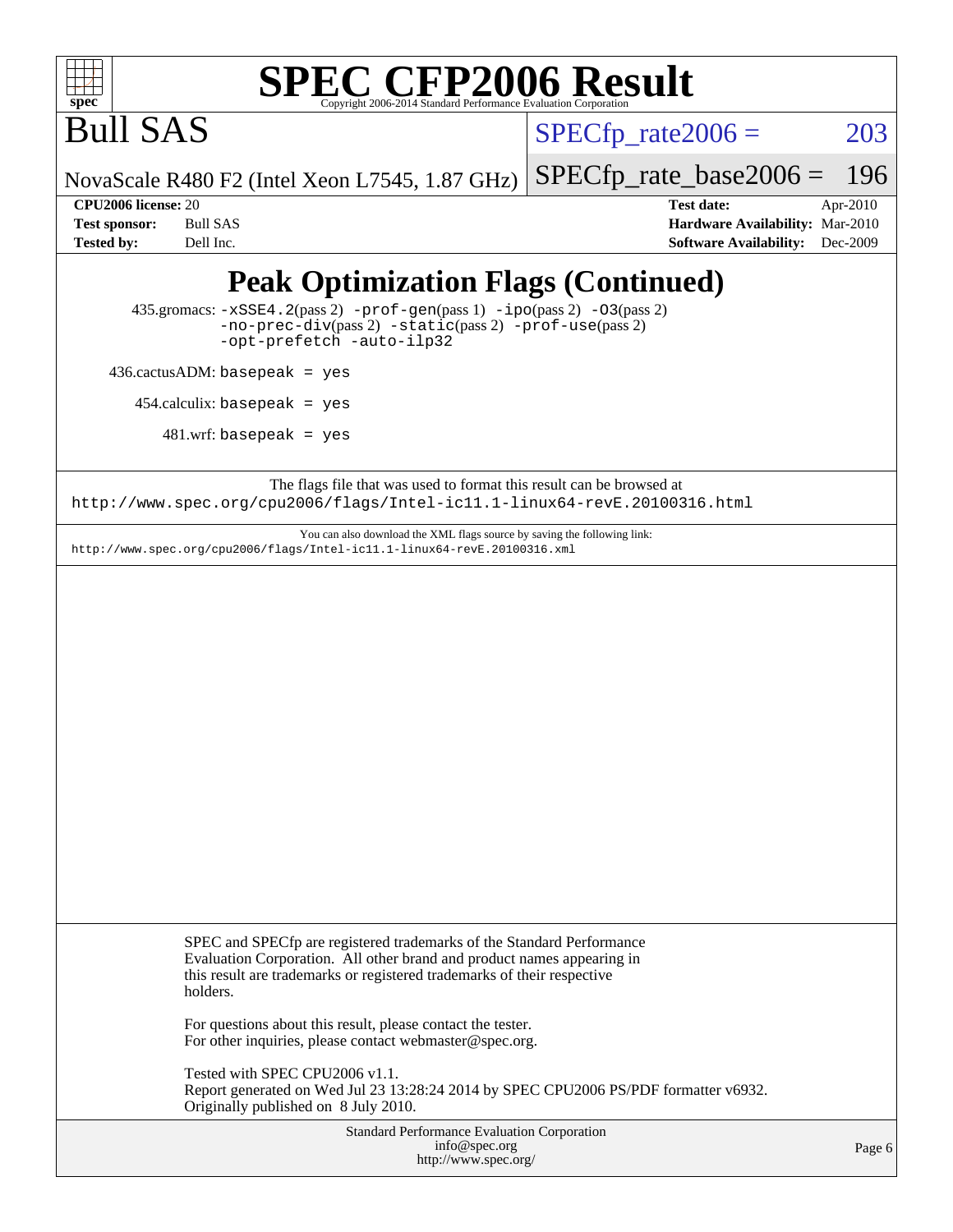# SPEC CFP2006 Result

Copyright 2006-2014 Standard Performance Evaluation Corporation

# Bull SAS

NovaScale R480 F2 (Intel Xeon L7545, 1.87 GHz)

SPECfp_rate2006 = 203

SPECfp_rate_base2006 = 196

**CPU2006 license:** 20
**Test sponsor:** Bull SAS
**Tested by:** Dell Inc.

**Test date:** Apr-2010
**Hardware Availability:** Mar-2010
**Software Availability:** Dec-2009

## Peak Optimization Flags (Continued)

435.gromacs: `-xSSE4.2`(pass 2) `-prof-gen`(pass 1) `-ipo`(pass 2) `-O3`(pass 2) `-no-prec-div`(pass 2) `-static`(pass 2) `-prof-use`(pass 2) `-opt-prefetch` `-auto-ilp32`

436.cactusADM: `basepeak = yes`

454.calculix: `basepeak = yes`

481.wrf: `basepeak = yes`

The flags file that was used to format this result can be browsed at
`http://www.spec.org/cpu2006/flags/Intel-ic11.1-linux64-revE.20100316.html`

You can also download the XML flags source by saving the following link:
`http://www.spec.org/cpu2006/flags/Intel-ic11.1-linux64-revE.20100316.xml`

SPEC and SPECfp are registered trademarks of the Standard Performance Evaluation Corporation. All other brand and product names appearing in this result are trademarks or registered trademarks of their respective holders.

For questions about this result, please contact the tester.
For other inquiries, please contact webmaster@spec.org.

Tested with SPEC CPU2006 v1.1.
Report generated on Wed Jul 23 13:28:24 2014 by SPEC CPU2006 PS/PDF formatter v6932.
Originally published on 8 July 2010.

Standard Performance Evaluation Corporation
info@spec.org
http://www.spec.org/